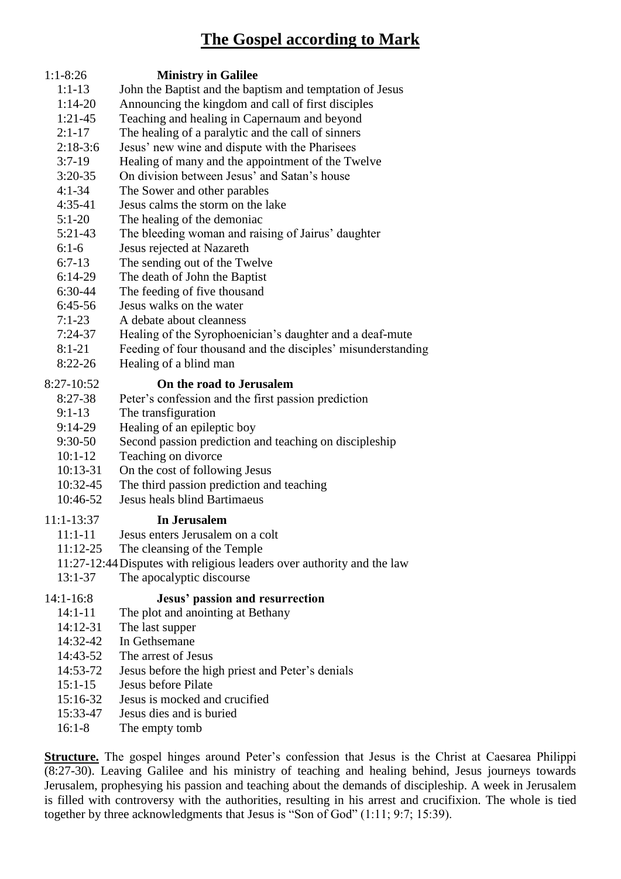# The Gospel according to Mark

**1:1-8:26 Ministry in Galilee**

- 1:1-13 John the Baptist and the baptism and temptation of Jesus
- 1:14-20 Announcing the kingdom and call of first disciples
- 1:21-45 Teaching and healing in Capernaum and beyond
- 2:1-17 The healing of a paralytic and the call of sinners
- 2:18-3:6 Jesus' new wine and dispute with the Pharisees
- 3:7-19 Healing of many and the appointment of the Twelve
- 3:20-35 On division between Jesus' and Satan's house
- 4:1-34 The Sower and other parables
- 4:35-41 Jesus calms the storm on the lake
- 5:1-20 The healing of the demoniac
- 5:21-43 The bleeding woman and raising of Jairus' daughter
- 6:1-6 Jesus rejected at Nazareth
- 6:7-13 The sending out of the Twelve
- 6:14-29 The death of John the Baptist
- 6:30-44 The feeding of five thousand
- 6:45-56 Jesus walks on the water
- 7:1-23 A debate about cleanness
- 7:24-37 Healing of the Syrophoenician's daughter and a deaf-mute
- 8:1-21 Feeding of four thousand and the disciples' misunderstanding
- 8:22-26 Healing of a blind man

**8:27-10:52 On the road to Jerusalem**

- 8:27-38 Peter's confession and the first passion prediction
- 9:1-13 The transfiguration
- 9:14-29 Healing of an epileptic boy
- 9:30-50 Second passion prediction and teaching on discipleship
- 10:1-12 Teaching on divorce
- 10:13-31 On the cost of following Jesus
- 10:32-45 The third passion prediction and teaching
- 10:46-52 Jesus heals blind Bartimaeus

**11:1-13:37 In Jerusalem**

- 11:1-11 Jesus enters Jerusalem on a colt
- 11:12-25 The cleansing of the Temple
- 11:27-12:44 Disputes with religious leaders over authority and the law
- 13:1-37 The apocalyptic discourse

**14:1-16:8 Jesus' passion and resurrection**

- 14:1-11 The plot and anointing at Bethany
- 14:12-31 The last supper
- 14:32-42 In Gethsemane
- 14:43-52 The arrest of Jesus
- 14:53-72 Jesus before the high priest and Peter's denials
- 15:1-15 Jesus before Pilate
- 15:16-32 Jesus is mocked and crucified
- 15:33-47 Jesus dies and is buried
- 16:1-8 The empty tomb

**Structure.** The gospel hinges around Peter's confession that Jesus is the Christ at Caesarea Philippi (8:27-30). Leaving Galilee and his ministry of teaching and healing behind, Jesus journeys towards Jerusalem, prophesying his passion and teaching about the demands of discipleship. A week in Jerusalem is filled with controversy with the authorities, resulting in his arrest and crucifixion. The whole is tied together by three acknowledgments that Jesus is "Son of God" (1:11; 9:7; 15:39).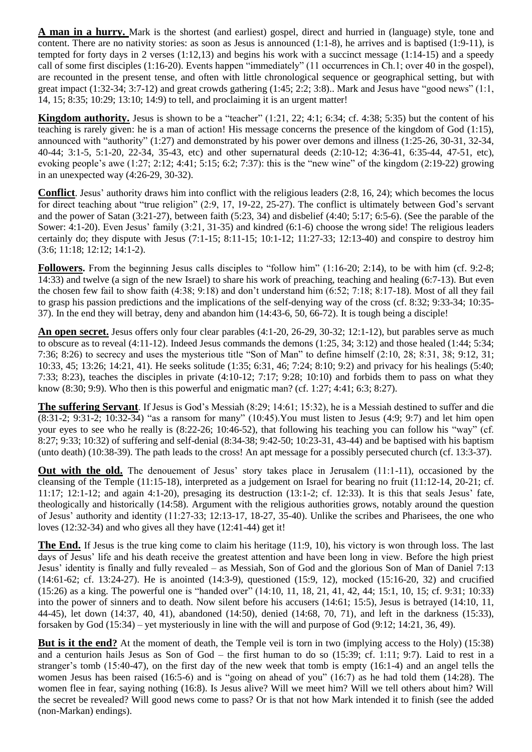**A man in a hurry.** Mark is the shortest (and earliest) gospel, direct and hurried in (language) style, tone and content. There are no nativity stories: as soon as Jesus is announced (1:1-8), he arrives and is baptised (1:9-11), is tempted for forty days in 2 verses (1:12,13) and begins his work with a succinct message (1:14-15) and a speedy call of some first disciples (1:16-20). Events happen "immediately" (11 occurrences in Ch.1; over 40 in the gospel), are recounted in the present tense, and often with little chronological sequence or geographical setting, but with great impact (1:32-34; 3:7-12) and great crowds gathering (1:45; 2:2; 3:8).. Mark and Jesus have "good news" (1:1, 14, 15; 8:35; 10:29; 13:10; 14:9) to tell, and proclaiming it is an urgent matter!

**Kingdom authority.** Jesus is shown to be a "teacher" (1:21, 22; 4:1; 6:34; cf. 4:38; 5:35) but the content of his teaching is rarely given: he is a man of action! His message concerns the presence of the kingdom of God (1:15), announced with "authority" (1:27) and demonstrated by his power over demons and illness (1:25-26, 30-31, 32-34, 40-44; 3:1-5, 5:1-20, 22-34, 35-43, etc) and other supernatural deeds (2:10-12; 4:36-41, 6:35-44, 47-51, etc), evoking people's awe (1:27; 2:12; 4:41; 5:15; 6:2; 7:37): this is the "new wine" of the kingdom (2:19-22) growing in an unexpected way (4:26-29, 30-32).

**Conflict**. Jesus' authority draws him into conflict with the religious leaders (2:8, 16, 24); which becomes the locus for direct teaching about "true religion" (2:9, 17, 19-22, 25-27). The conflict is ultimately between God's servant and the power of Satan (3:21-27), between faith (5:23, 34) and disbelief (4:40; 5:17; 6:5-6). (See the parable of the Sower: 4:1-20). Even Jesus' family (3:21, 31-35) and kindred (6:1-6) choose the wrong side! The religious leaders certainly do; they dispute with Jesus (7:1-15; 8:11-15; 10:1-12; 11:27-33; 12:13-40) and conspire to destroy him (3:6; 11:18; 12:12; 14:1-2).

**Followers.** From the beginning Jesus calls disciples to "follow him" (1:16-20; 2:14), to be with him (cf. 9:2-8; 14:33) and twelve (a sign of the new Israel) to share his work of preaching, teaching and healing (6:7-13). But even the chosen few fail to show faith (4:38; 9:18) and don't understand him (6:52; 7:18; 8:17-18). Most of all they fail to grasp his passion predictions and the implications of the self-denying way of the cross (cf. 8:32; 9:33-34; 10:35-37). In the end they will betray, deny and abandon him (14:43-6, 50, 66-72). It is tough being a disciple!

**An open secret.** Jesus offers only four clear parables (4:1-20, 26-29, 30-32; 12:1-12), but parables serve as much to obscure as to reveal (4:11-12). Indeed Jesus commands the demons (1:25, 34; 3:12) and those healed (1:44; 5:34; 7:36; 8:26) to secrecy and uses the mysterious title "Son of Man" to define himself (2:10, 28; 8:31, 38; 9:12, 31; 10:33, 45; 13:26; 14:21, 41). He seeks solitude (1:35; 6:31, 46; 7:24; 8:10; 9:2) and privacy for his healings (5:40; 7:33; 8:23), teaches the disciples in private (4:10-12; 7:17; 9:28; 10:10) and forbids them to pass on what they know (8:30; 9:9). Who then is this powerful and enigmatic man? (cf. 1:27; 4:41; 6:3; 8:27).

**The suffering Servant**. If Jesus is God's Messiah (8:29; 14:61; 15:32), he is a Messiah destined to suffer and die (8:31-2; 9:31-2; 10:32-34) "as a ransom for many" (10:45).You must listen to Jesus (4:9; 9:7) and let him open your eyes to see who he really is (8:22-26; 10:46-52), that following his teaching you can follow his "way" (cf. 8:27; 9:33; 10:32) of suffering and self-denial (8:34-38; 9:42-50; 10:23-31, 43-44) and be baptised with his baptism (unto death) (10:38-39). The path leads to the cross! An apt message for a possibly persecuted church (cf. 13:3-37).

**Out with the old.** The denouement of Jesus' story takes place in Jerusalem (11:1-11), occasioned by the cleansing of the Temple (11:15-18), interpreted as a judgement on Israel for bearing no fruit (11:12-14, 20-21; cf. 11:17; 12:1-12; and again 4:1-20), presaging its destruction (13:1-2; cf. 12:33). It is this that seals Jesus' fate, theologically and historically (14:58). Argument with the religious authorities grows, notably around the question of Jesus' authority and identity (11:27-33; 12:13-17, 18-27, 35-40). Unlike the scribes and Pharisees, the one who loves (12:32-34) and who gives all they have (12:41-44) get it!

**The End.** If Jesus is the true king come to claim his heritage (11:9, 10), his victory is won through loss. The last days of Jesus' life and his death receive the greatest attention and have been long in view. Before the high priest Jesus' identity is finally and fully revealed – as Messiah, Son of God and the glorious Son of Man of Daniel 7:13 (14:61-62; cf. 13:24-27). He is anointed (14:3-9), questioned (15:9, 12), mocked (15:16-20, 32) and crucified (15:26) as a king. The powerful one is "handed over" (14:10, 11, 18, 21, 41, 42, 44; 15:1, 10, 15; cf. 9:31; 10:33) into the power of sinners and to death. Now silent before his accusers (14:61; 15:5), Jesus is betrayed (14:10, 11, 44-45), let down (14:37, 40, 41), abandoned (14:50), denied (14:68, 70, 71), and left in the darkness (15:33), forsaken by God (15:34) – yet mysteriously in line with the will and purpose of God (9:12; 14:21, 36, 49).

**But is it the end?** At the moment of death, the Temple veil is torn in two (implying access to the Holy) (15:38) and a centurion hails Jesus as Son of God – the first human to do so (15:39; cf. 1:11; 9:7). Laid to rest in a stranger's tomb (15:40-47), on the first day of the new week that tomb is empty (16:1-4) and an angel tells the women Jesus has been raised (16:5-6) and is "going on ahead of you" (16:7) as he had told them (14:28). The women flee in fear, saying nothing (16:8). Is Jesus alive? Will we meet him? Will we tell others about him? Will the secret be revealed? Will good news come to pass? Or is that not how Mark intended it to finish (see the added (non-Markan) endings).